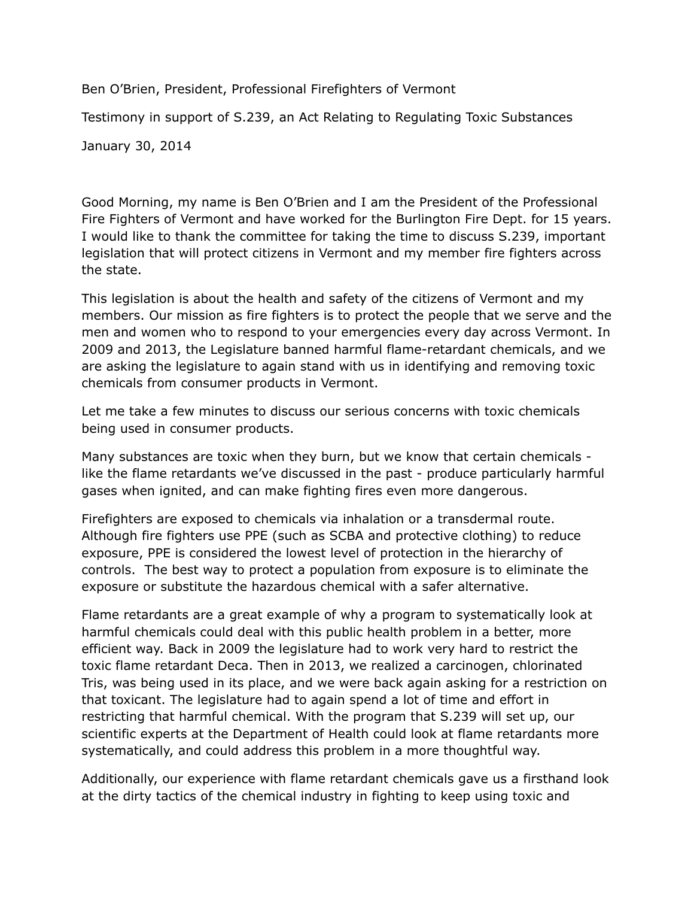Ben O'Brien, President, Professional Firefighters of Vermont

Testimony in support of S.239, an Act Relating to Regulating Toxic Substances

January 30, 2014

Good Morning, my name is Ben O'Brien and I am the President of the Professional Fire Fighters of Vermont and have worked for the Burlington Fire Dept. for 15 years. I would like to thank the committee for taking the time to discuss S.239, important legislation that will protect citizens in Vermont and my member fire fighters across the state.

This legislation is about the health and safety of the citizens of Vermont and my members. Our mission as fire fighters is to protect the people that we serve and the men and women who to respond to your emergencies every day across Vermont. In 2009 and 2013, the Legislature banned harmful flame-retardant chemicals, and we are asking the legislature to again stand with us in identifying and removing toxic chemicals from consumer products in Vermont.

Let me take a few minutes to discuss our serious concerns with toxic chemicals being used in consumer products.

Many substances are toxic when they burn, but we know that certain chemicals - like the flame retardants we've discussed in the past - produce particularly harmful gases when ignited, and can make fighting fires even more dangerous.

Firefighters are exposed to chemicals via inhalation or a transdermal route. Although fire fighters use PPE (such as SCBA and protective clothing) to reduce exposure, PPE is considered the lowest level of protection in the hierarchy of controls. The best way to protect a population from exposure is to eliminate the exposure or substitute the hazardous chemical with a safer alternative.

Flame retardants are a great example of why a program to systematically look at harmful chemicals could deal with this public health problem in a better, more efficient way. Back in 2009 the legislature had to work very hard to restrict the toxic flame retardant Deca. Then in 2013, we realized a carcinogen, chlorinated Tris, was being used in its place, and we were back again asking for a restriction on that toxicant. The legislature had to again spend a lot of time and effort in restricting that harmful chemical. With the program that S.239 will set up, our scientific experts at the Department of Health could look at flame retardants more systematically, and could address this problem in a more thoughtful way.

Additionally, our experience with flame retardant chemicals gave us a firsthand look at the dirty tactics of the chemical industry in fighting to keep using toxic and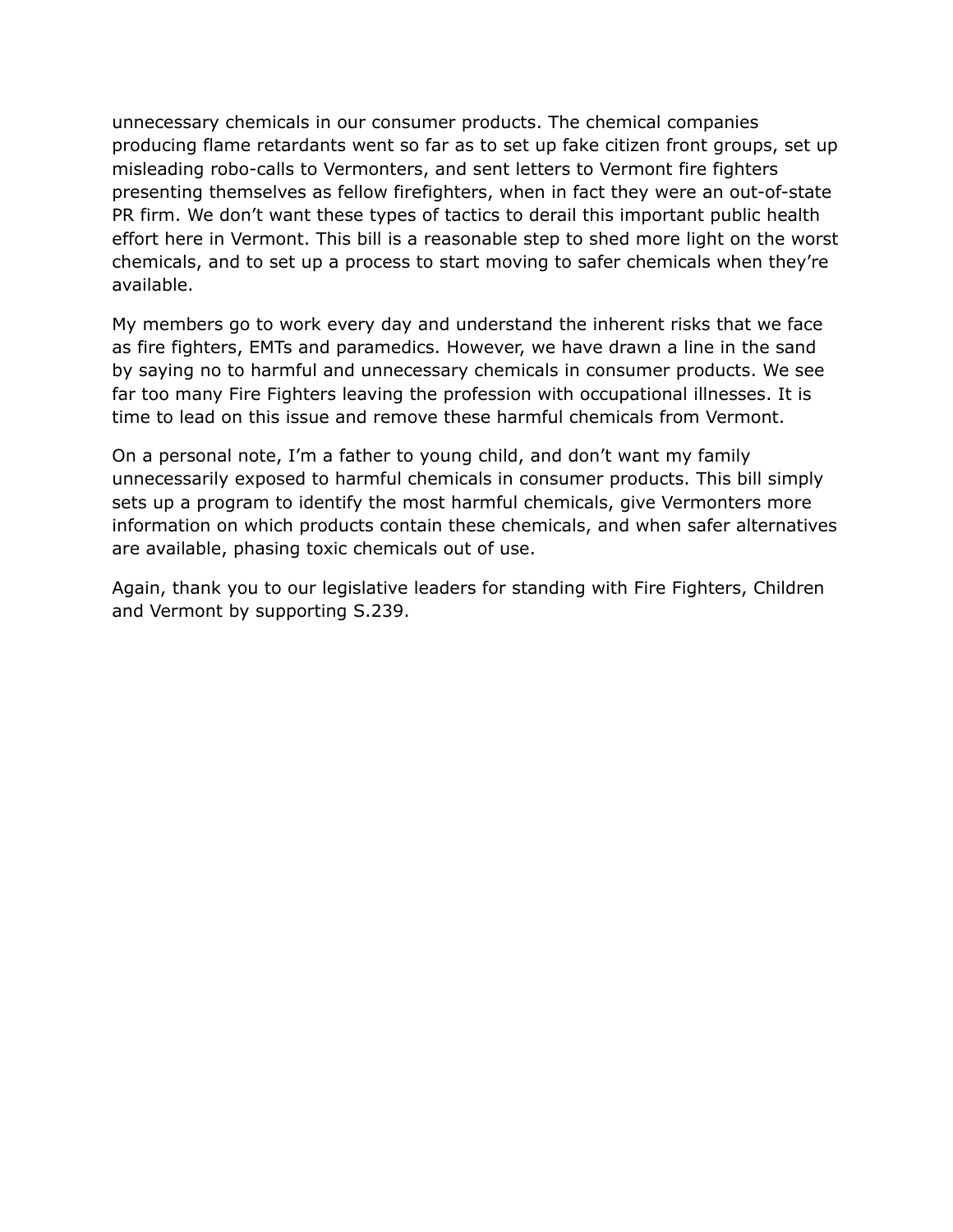unnecessary chemicals in our consumer products. The chemical companies producing flame retardants went so far as to set up fake citizen front groups, set up misleading robo-calls to Vermonters, and sent letters to Vermont fire fighters presenting themselves as fellow firefighters, when in fact they were an out-of-state PR firm. We don't want these types of tactics to derail this important public health effort here in Vermont. This bill is a reasonable step to shed more light on the worst chemicals, and to set up a process to start moving to safer chemicals when they're available.

My members go to work every day and understand the inherent risks that we face as fire fighters, EMTs and paramedics. However, we have drawn a line in the sand by saying no to harmful and unnecessary chemicals in consumer products. We see far too many Fire Fighters leaving the profession with occupational illnesses. It is time to lead on this issue and remove these harmful chemicals from Vermont.

On a personal note, I'm a father to young child, and don't want my family unnecessarily exposed to harmful chemicals in consumer products. This bill simply sets up a program to identify the most harmful chemicals, give Vermonters more information on which products contain these chemicals, and when safer alternatives are available, phasing toxic chemicals out of use.

Again, thank you to our legislative leaders for standing with Fire Fighters, Children and Vermont by supporting S.239.